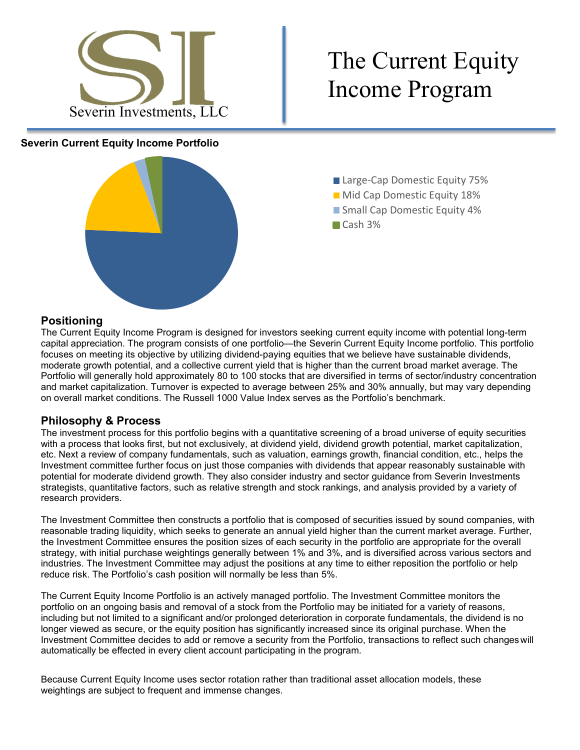Severin Investments, LLC

# The Current Equity Income Program

**Severin Current Equity Income Portfolio**

- Large-Cap Domestic Equity 75%
- Mid Cap Domestic Equity 18%
- Small Cap Domestic Equity 4%
- Cash 3%

## Positioning

The Current Equity Income Program is designed for investors seeking current equity income with potential long-term capital appreciation. The program consists of one portfolio—the Severin Current Equity Income portfolio. This portfolio focuses on meeting its objective by utilizing dividend-paying equities that we believe have sustainable dividends, moderate growth potential, and a collective current yield that is higher than the current broad market average. The Portfolio will generally hold approximately 80 to 100 stocks that are diversified in terms of sector/industry concentration and market capitalization. Turnover is expected to average between 25% and 30% annually, but may vary depending on overall market conditions. The Russell 1000 Value Index serves as the Portfolio's benchmark.

## Philosophy & Process

The investment process for this portfolio begins with a quantitative screening of a broad universe of equity securities with a process that looks first, but not exclusively, at dividend yield, dividend growth potential, market capitalization, etc. Next a review of company fundamentals, such as valuation, earnings growth, financial condition, etc., helps the Investment committee further focus on just those companies with dividends that appear reasonably sustainable with potential for moderate dividend growth. They also consider industry and sector guidance from Severin Investments strategists, quantitative factors, such as relative strength and stock rankings, and analysis provided by a variety of research providers.

The Investment Committee then constructs a portfolio that is composed of securities issued by sound companies, with reasonable trading liquidity, which seeks to generate an annual yield higher than the current market average. Further, the Investment Committee ensures the position sizes of each security in the portfolio are appropriate for the overall strategy, with initial purchase weightings generally between 1% and 3%, and is diversified across various sectors and industries. The Investment Committee may adjust the positions at any time to either reposition the portfolio or help reduce risk. The Portfolio's cash position will normally be less than 5%.

The Current Equity Income Portfolio is an actively managed portfolio. The Investment Committee monitors the portfolio on an ongoing basis and removal of a stock from the Portfolio may be initiated for a variety of reasons, including but not limited to a significant and/or prolonged deterioration in corporate fundamentals, the dividend is no longer viewed as secure, or the equity position has significantly increased since its original purchase. When the Investment Committee decides to add or remove a security from the Portfolio, transactions to reflect such changes will automatically be effected in every client account participating in the program.

Because Current Equity Income uses sector rotation rather than traditional asset allocation models, these weightings are subject to frequent and immense changes.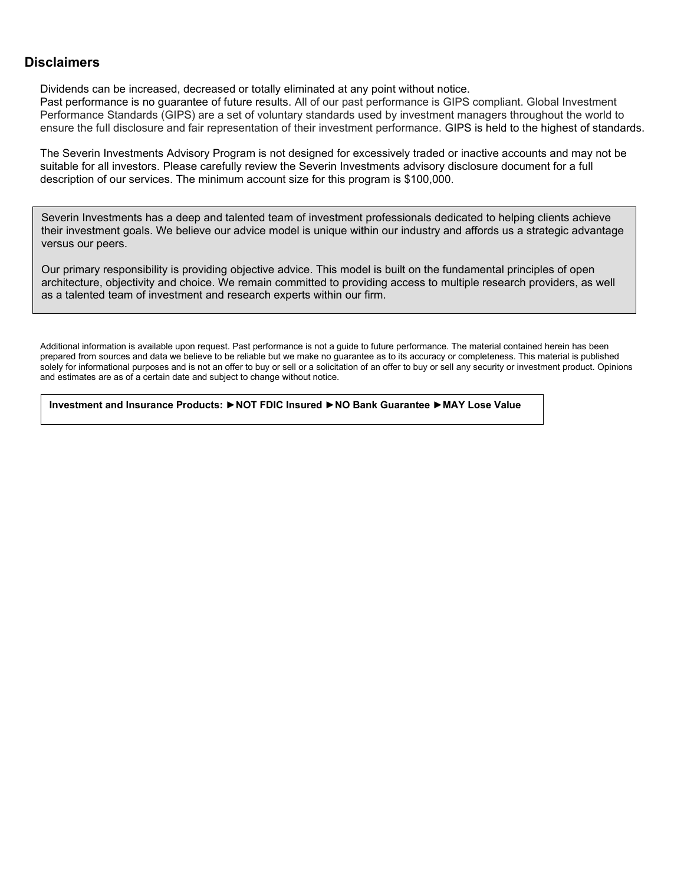## Disclaimers

Dividends can be increased, decreased or totally eliminated at any point without notice.
Past performance is no guarantee of future results. All of our past performance is GIPS compliant. Global Investment Performance Standards (GIPS) are a set of voluntary standards used by investment managers throughout the world to ensure the full disclosure and fair representation of their investment performance. GIPS is held to the highest of standards.

The Severin Investments Advisory Program is not designed for excessively traded or inactive accounts and may not be suitable for all investors. Please carefully review the Severin Investments advisory disclosure document for a full description of our services. The minimum account size for this program is $100,000.

Severin Investments has a deep and talented team of investment professionals dedicated to helping clients achieve their investment goals. We believe our advice model is unique within our industry and affords us a strategic advantage versus our peers.

Our primary responsibility is providing objective advice. This model is built on the fundamental principles of open architecture, objectivity and choice. We remain committed to providing access to multiple research providers, as well as a talented team of investment and research experts within our firm.

Additional information is available upon request. Past performance is not a guide to future performance. The material contained herein has been prepared from sources and data we believe to be reliable but we make no guarantee as to its accuracy or completeness. This material is published solely for informational purposes and is not an offer to buy or sell or a solicitation of an offer to buy or sell any security or investment product. Opinions and estimates are as of a certain date and subject to change without notice.

**Investment and Insurance Products: ►NOT FDIC Insured ►NO Bank Guarantee ►MAY Lose Value**